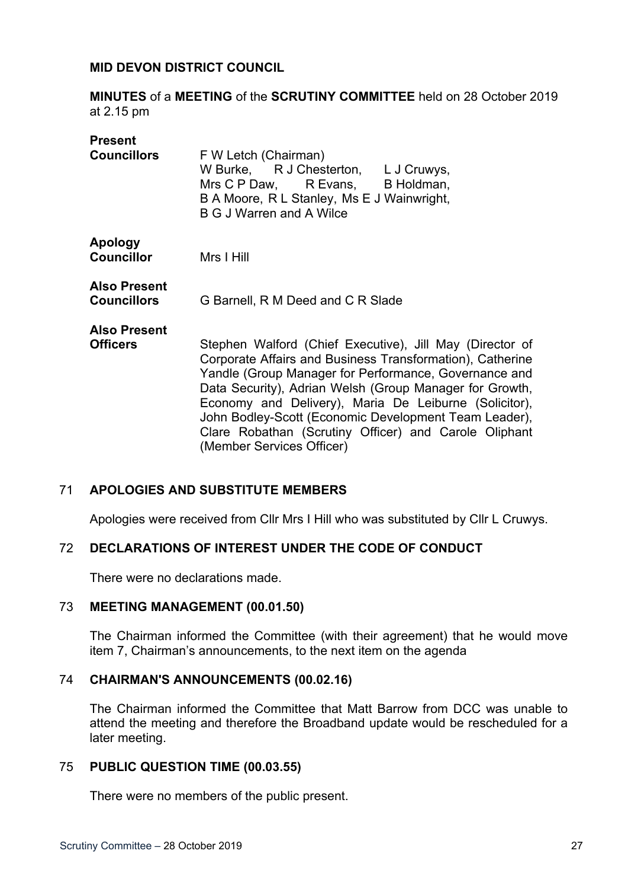**MID DEVON DISTRICT COUNCIL**

**MINUTES** of a **MEETING** of the **SCRUTINY COMMITTEE** held on 28 October 2019 at 2.15 pm

**Present**

**Councillors** F W Letch (Chairman)
W Burke, R J Chesterton, L J Cruwys, Mrs C P Daw, R Evans, B Holdman, B A Moore, R L Stanley, Ms E J Wainwright, B G J Warren and A Wilce

**Apology**

**Councillor** Mrs I Hill

**Also Present**

**Councillors** G Barnell, R M Deed and C R Slade

**Also Present**

**Officers** Stephen Walford (Chief Executive), Jill May (Director of Corporate Affairs and Business Transformation), Catherine Yandle (Group Manager for Performance, Governance and Data Security), Adrian Welsh (Group Manager for Growth, Economy and Delivery), Maria De Leiburne (Solicitor), John Bodley-Scott (Economic Development Team Leader), Clare Robathan (Scrutiny Officer) and Carole Oliphant (Member Services Officer)

### 71 APOLOGIES AND SUBSTITUTE MEMBERS

Apologies were received from Cllr Mrs I Hill who was substituted by Cllr L Cruwys.

### 72 DECLARATIONS OF INTEREST UNDER THE CODE OF CONDUCT

There were no declarations made.

### 73 MEETING MANAGEMENT (00.01.50)

The Chairman informed the Committee (with their agreement) that he would move item 7, Chairman's announcements, to the next item on the agenda

### 74 CHAIRMAN'S ANNOUNCEMENTS (00.02.16)

The Chairman informed the Committee that Matt Barrow from DCC was unable to attend the meeting and therefore the Broadband update would be rescheduled for a later meeting.

### 75 PUBLIC QUESTION TIME (00.03.55)

There were no members of the public present.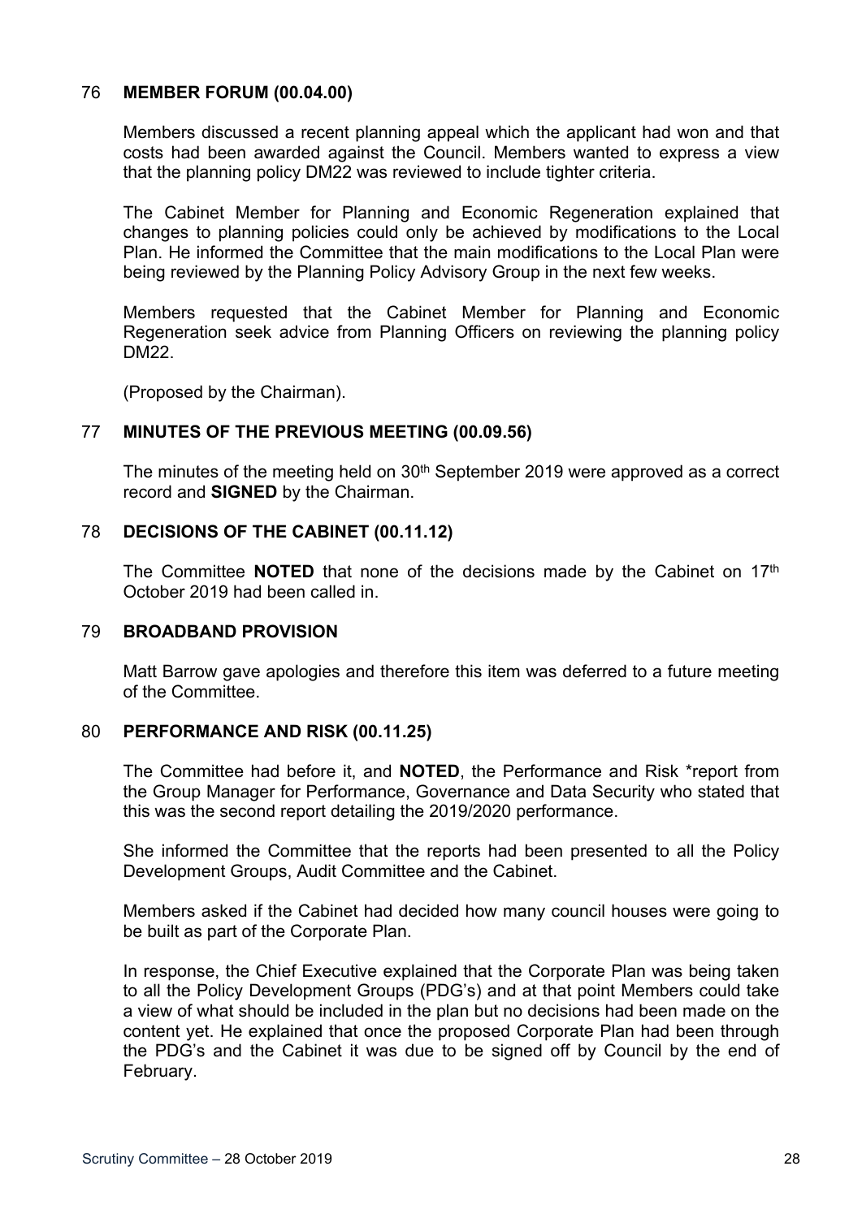### 76 MEMBER FORUM (00.04.00)

Members discussed a recent planning appeal which the applicant had won and that costs had been awarded against the Council. Members wanted to express a view that the planning policy DM22 was reviewed to include tighter criteria.

The Cabinet Member for Planning and Economic Regeneration explained that changes to planning policies could only be achieved by modifications to the Local Plan. He informed the Committee that the main modifications to the Local Plan were being reviewed by the Planning Policy Advisory Group in the next few weeks.

Members requested that the Cabinet Member for Planning and Economic Regeneration seek advice from Planning Officers on reviewing the planning policy DM22.

(Proposed by the Chairman).

### 77 MINUTES OF THE PREVIOUS MEETING (00.09.56)

The minutes of the meeting held on 30th September 2019 were approved as a correct record and **SIGNED** by the Chairman.

### 78 DECISIONS OF THE CABINET (00.11.12)

The Committee **NOTED** that none of the decisions made by the Cabinet on 17th October 2019 had been called in.

### 79 BROADBAND PROVISION

Matt Barrow gave apologies and therefore this item was deferred to a future meeting of the Committee.

### 80 PERFORMANCE AND RISK (00.11.25)

The Committee had before it, and **NOTED**, the Performance and Risk *report from the Group Manager for Performance, Governance and Data Security who stated that this was the second report detailing the 2019/2020 performance.

She informed the Committee that the reports had been presented to all the Policy Development Groups, Audit Committee and the Cabinet.

Members asked if the Cabinet had decided how many council houses were going to be built as part of the Corporate Plan.

In response, the Chief Executive explained that the Corporate Plan was being taken to all the Policy Development Groups (PDG's) and at that point Members could take a view of what should be included in the plan but no decisions had been made on the content yet. He explained that once the proposed Corporate Plan had been through the PDG's and the Cabinet it was due to be signed off by Council by the end of February.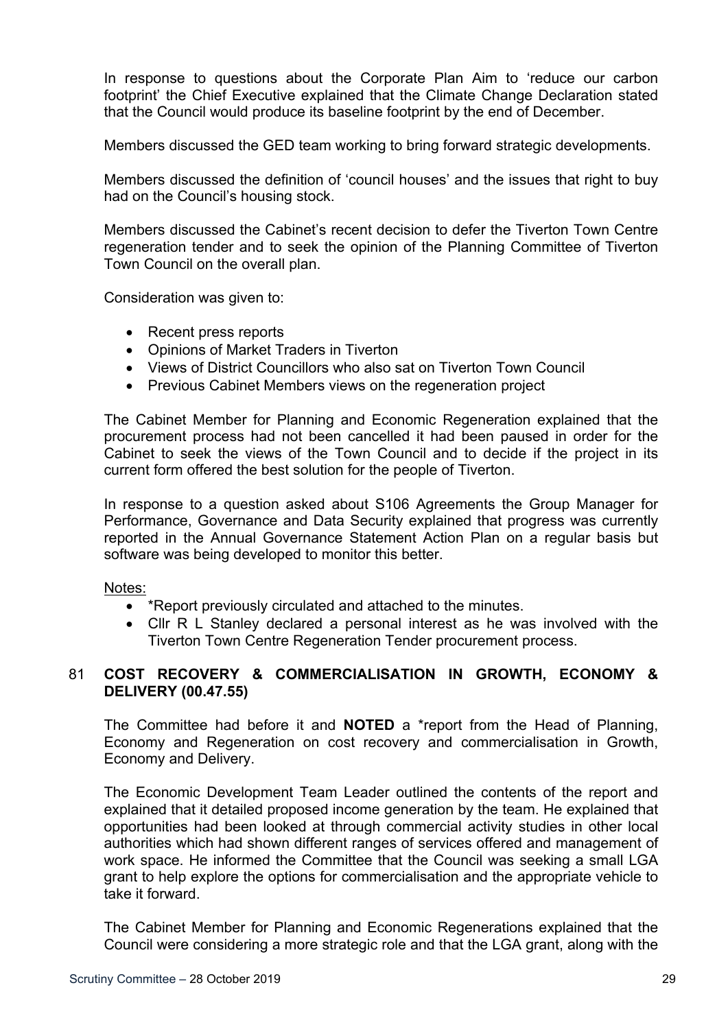In response to questions about the Corporate Plan Aim to 'reduce our carbon footprint' the Chief Executive explained that the Climate Change Declaration stated that the Council would produce its baseline footprint by the end of December.

Members discussed the GED team working to bring forward strategic developments.

Members discussed the definition of 'council houses' and the issues that right to buy had on the Council's housing stock.

Members discussed the Cabinet's recent decision to defer the Tiverton Town Centre regeneration tender and to seek the opinion of the Planning Committee of Tiverton Town Council on the overall plan.

Consideration was given to:

- Recent press reports
- Opinions of Market Traders in Tiverton
- Views of District Councillors who also sat on Tiverton Town Council
- Previous Cabinet Members views on the regeneration project

The Cabinet Member for Planning and Economic Regeneration explained that the procurement process had not been cancelled it had been paused in order for the Cabinet to seek the views of the Town Council and to decide if the project in its current form offered the best solution for the people of Tiverton.

In response to a question asked about S106 Agreements the Group Manager for Performance, Governance and Data Security explained that progress was currently reported in the Annual Governance Statement Action Plan on a regular basis but software was being developed to monitor this better.

Notes:

- *Report previously circulated and attached to the minutes.
- Cllr R L Stanley declared a personal interest as he was involved with the Tiverton Town Centre Regeneration Tender procurement process.

## 81 COST RECOVERY & COMMERCIALISATION IN GROWTH, ECONOMY & DELIVERY (00.47.55)

The Committee had before it and **NOTED** a *report from the Head of Planning, Economy and Regeneration on cost recovery and commercialisation in Growth, Economy and Delivery.

The Economic Development Team Leader outlined the contents of the report and explained that it detailed proposed income generation by the team. He explained that opportunities had been looked at through commercial activity studies in other local authorities which had shown different ranges of services offered and management of work space. He informed the Committee that the Council was seeking a small LGA grant to help explore the options for commercialisation and the appropriate vehicle to take it forward.

The Cabinet Member for Planning and Economic Regenerations explained that the Council were considering a more strategic role and that the LGA grant, along with the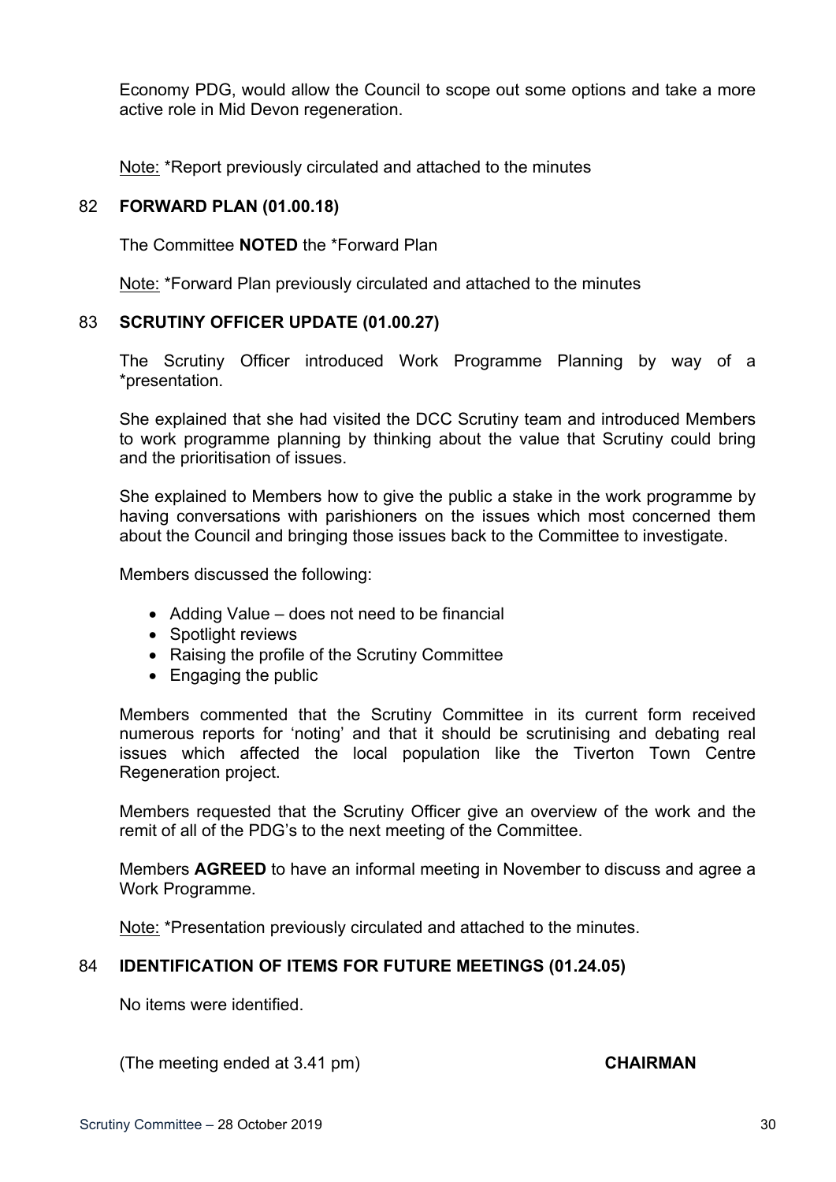Economy PDG, would allow the Council to scope out some options and take a more active role in Mid Devon regeneration.

Note: *Report previously circulated and attached to the minutes

## 82 FORWARD PLAN (01.00.18)

The Committee **NOTED** the *Forward Plan

Note: *Forward Plan previously circulated and attached to the minutes

## 83 SCRUTINY OFFICER UPDATE (01.00.27)

The Scrutiny Officer introduced Work Programme Planning by way of a *presentation.

She explained that she had visited the DCC Scrutiny team and introduced Members to work programme planning by thinking about the value that Scrutiny could bring and the prioritisation of issues.

She explained to Members how to give the public a stake in the work programme by having conversations with parishioners on the issues which most concerned them about the Council and bringing those issues back to the Committee to investigate.

Members discussed the following:

- Adding Value – does not need to be financial
- Spotlight reviews
- Raising the profile of the Scrutiny Committee
- Engaging the public

Members commented that the Scrutiny Committee in its current form received numerous reports for 'noting' and that it should be scrutinising and debating real issues which affected the local population like the Tiverton Town Centre Regeneration project.

Members requested that the Scrutiny Officer give an overview of the work and the remit of all of the PDG's to the next meeting of the Committee.

Members **AGREED** to have an informal meeting in November to discuss and agree a Work Programme.

Note: *Presentation previously circulated and attached to the minutes.

## 84 IDENTIFICATION OF ITEMS FOR FUTURE MEETINGS (01.24.05)

No items were identified.

(The meeting ended at 3.41 pm) **CHAIRMAN**